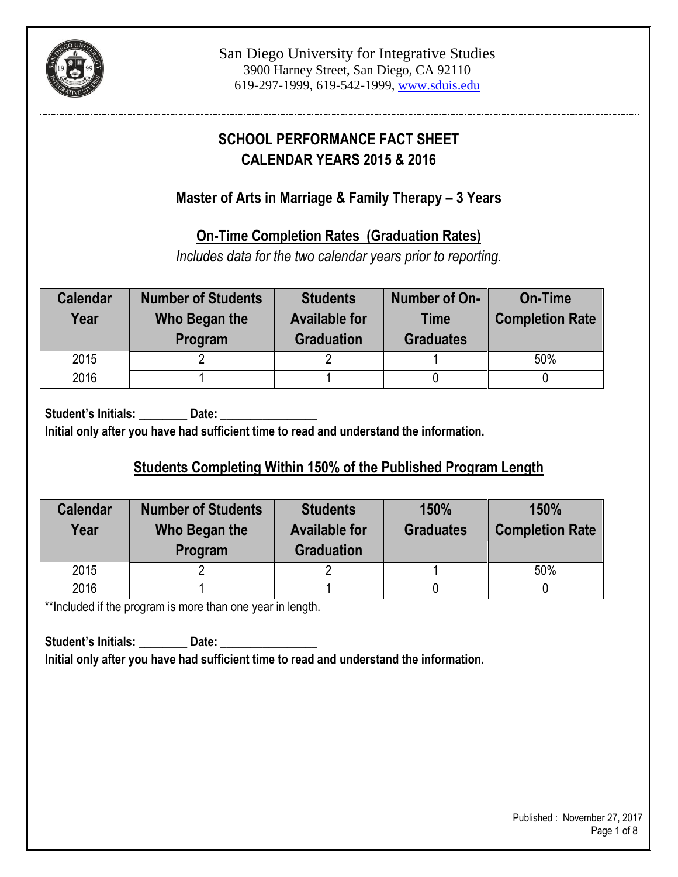San Diego University for Integrative Studies
3900 Harney Street, San Diego, CA 92110
619-297-1999, 619-542-1999, www.sduis.edu

# SCHOOL PERFORMANCE FACT SHEET
# CALENDAR YEARS 2015 & 2016

## Master of Arts in Marriage & Family Therapy – 3 Years

### On-Time Completion Rates (Graduation Rates)

*Includes data for the two calendar years prior to reporting.*

| Calendar Year | Number of Students Who Began the Program | Students Available for Graduation | Number of On-Time Graduates | On-Time Completion Rate |
|---|---|---|---|---|
| 2015 | 2 | 2 | 1 | 50% |
| 2016 | 1 | 1 | 0 | 0 |

**Student's Initials: ________ Date: ________________**
**Initial only after you have had sufficient time to read and understand the information.**

### Students Completing Within 150% of the Published Program Length

| Calendar Year | Number of Students Who Began the Program | Students Available for Graduation | 150% Graduates | 150% Completion Rate |
|---|---|---|---|---|
| 2015 | 2 | 2 | 1 | 50% |
| 2016 | 1 | 1 | 0 | 0 |

**Included if the program is more than one year in length.

**Student's Initials: ________ Date: ________________**
**Initial only after you have had sufficient time to read and understand the information.**

Published : November 27, 2017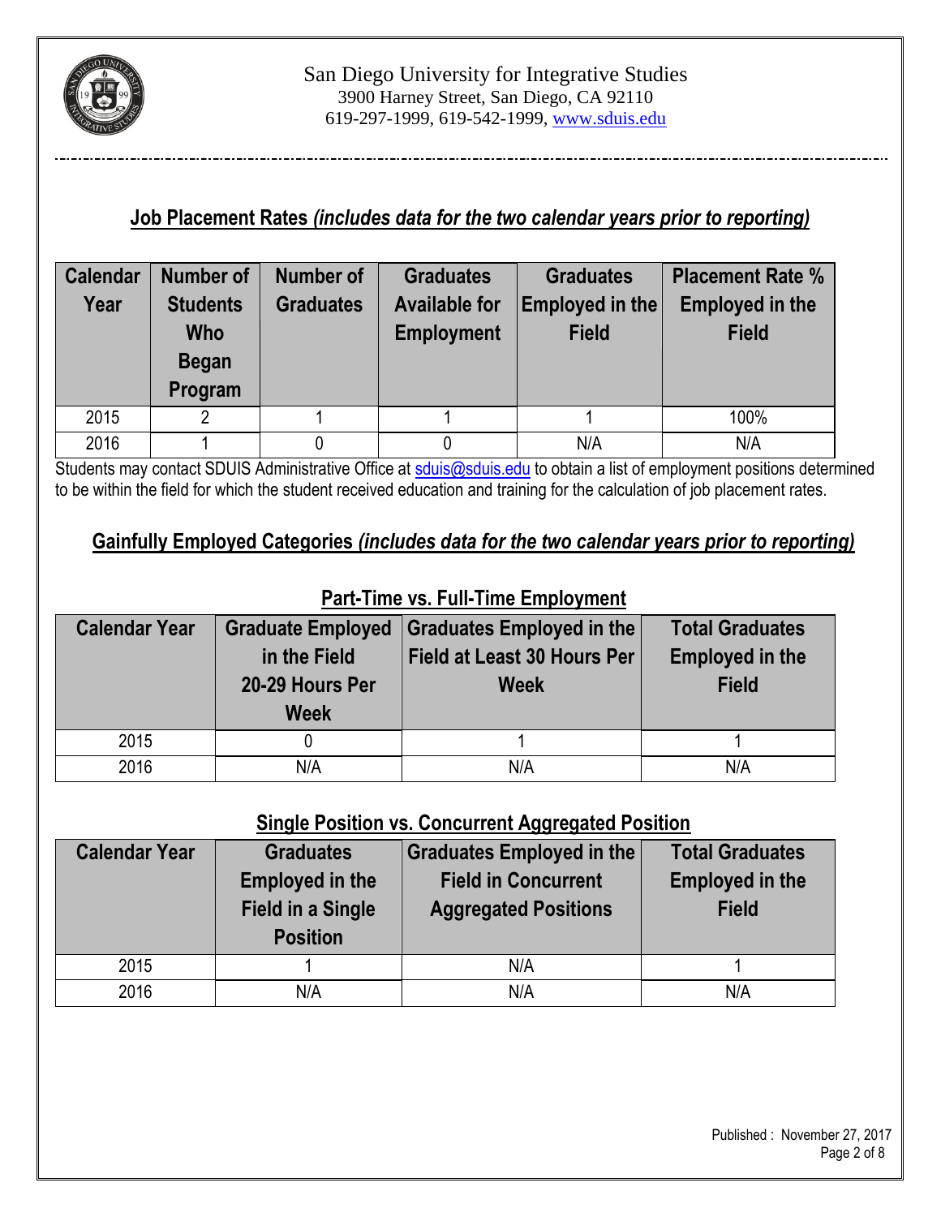San Diego University for Integrative Studies
3900 Harney Street, San Diego, CA 92110
619-297-1999, 619-542-1999, www.sduis.edu

## Job Placement Rates *(includes data for the two calendar years prior to reporting)*

| Calendar Year | Number of Students Who Began Program | Number of Graduates | Graduates Available for Employment | Graduates Employed in the Field | Placement Rate % Employed in the Field |
|---|---|---|---|---|---|
| 2015 | 2 | 1 | 1 | 1 | 100% |
| 2016 | 1 | 0 | 0 | N/A | N/A |

Students may contact SDUIS Administrative Office at sduis@sduis.edu to obtain a list of employment positions determined to be within the field for which the student received education and training for the calculation of job placement rates.

## Gainfully Employed Categories *(includes data for the two calendar years prior to reporting)*

### Part-Time vs. Full-Time Employment

| Calendar Year | Graduate Employed in the Field 20-29 Hours Per Week | Graduates Employed in the Field at Least 30 Hours Per Week | Total Graduates Employed in the Field |
|---|---|---|---|
| 2015 | 0 | 1 | 1 |
| 2016 | N/A | N/A | N/A |

### Single Position vs. Concurrent Aggregated Position

| Calendar Year | Graduates Employed in the Field in a Single Position | Graduates Employed in the Field in Concurrent Aggregated Positions | Total Graduates Employed in the Field |
|---|---|---|---|
| 2015 | 1 | N/A | 1 |
| 2016 | N/A | N/A | N/A |

Published : November 27, 2017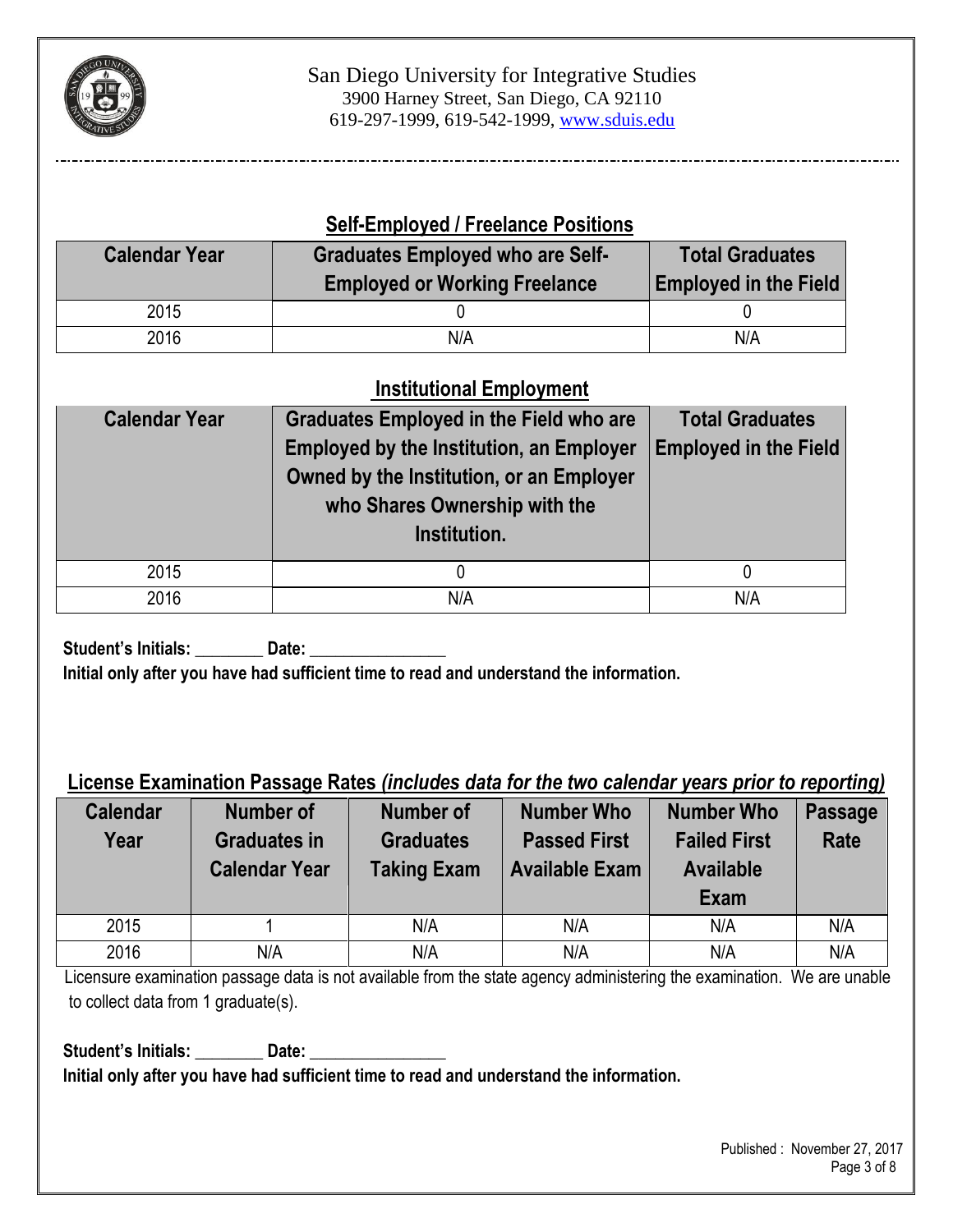San Diego University for Integrative Studies
3900 Harney Street, San Diego, CA 92110
619-297-1999, 619-542-1999, www.sduis.edu

## Self-Employed / Freelance Positions

| Calendar Year | Graduates Employed who are Self-Employed or Working Freelance | Total Graduates Employed in the Field |
|---|---|---|
| 2015 | 0 | 0 |
| 2016 | N/A | N/A |

## Institutional Employment

| Calendar Year | Graduates Employed in the Field who are Employed by the Institution, an Employer Owned by the Institution, or an Employer who Shares Ownership with the Institution. | Total Graduates Employed in the Field |
|---|---|---|
| 2015 | 0 | 0 |
| 2016 | N/A | N/A |

**Student's Initials: ________ Date: ________________**
**Initial only after you have had sufficient time to read and understand the information.**

## License Examination Passage Rates *(includes data for the two calendar years prior to reporting)*

| Calendar Year | Number of Graduates in Calendar Year | Number of Graduates Taking Exam | Number Who Passed First Available Exam | Number Who Failed First Available Exam | Passage Rate |
|---|---|---|---|---|---|
| 2015 | 1 | N/A | N/A | N/A | N/A |
| 2016 | N/A | N/A | N/A | N/A | N/A |

Licensure examination passage data is not available from the state agency administering the examination. We are unable to collect data from 1 graduate(s).

**Student's Initials: ________ Date: ________________**
**Initial only after you have had sufficient time to read and understand the information.**

Published : November 27, 2017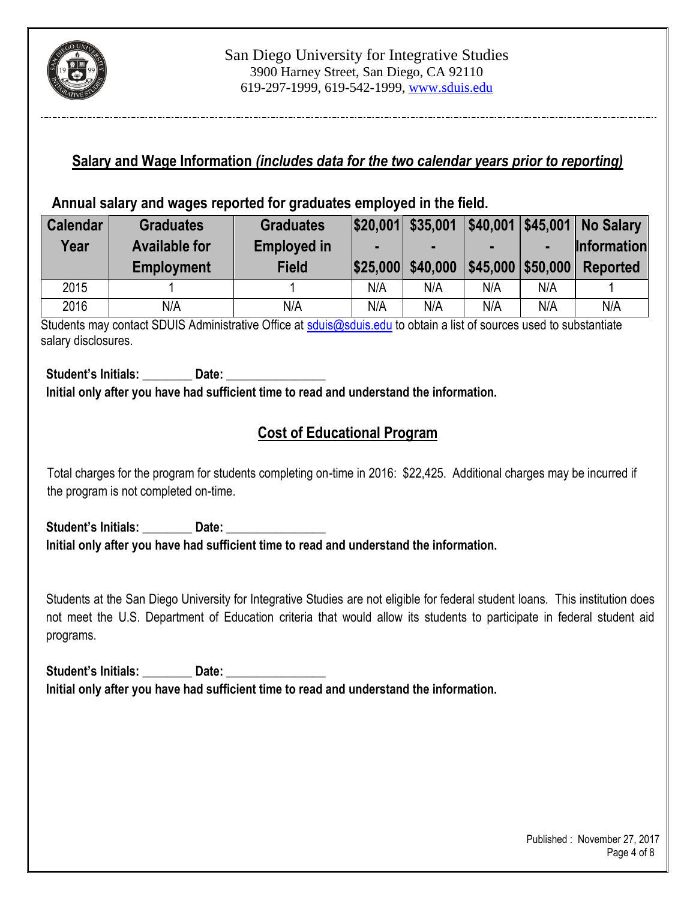San Diego University for Integrative Studies
3900 Harney Street, San Diego, CA 92110
619-297-1999, 619-542-1999, www.sduis.edu

## Salary and Wage Information *(includes data for the two calendar years prior to reporting)*

### Annual salary and wages reported for graduates employed in the field.

| Calendar Year | Graduates Available for Employment | Graduates Employed in Field | $20,001 - $25,000 | $35,001 - $40,000 | $40,001 - $45,000 | $45,001 - $50,000 | No Salary Information Reported |
|---|---|---|---|---|---|---|---|
| 2015 | 1 | 1 | N/A | N/A | N/A | N/A | 1 |
| 2016 | N/A | N/A | N/A | N/A | N/A | N/A | N/A |

Students may contact SDUIS Administrative Office at sduis@sduis.edu to obtain a list of sources used to substantiate salary disclosures.

**Student's Initials: ________ Date: ________________**
**Initial only after you have had sufficient time to read and understand the information.**

## Cost of Educational Program

Total charges for the program for students completing on-time in 2016: $22,425. Additional charges may be incurred if the program is not completed on-time.

**Student's Initials: ________ Date: ________________**
**Initial only after you have had sufficient time to read and understand the information.**

Students at the San Diego University for Integrative Studies are not eligible for federal student loans. This institution does not meet the U.S. Department of Education criteria that would allow its students to participate in federal student aid programs.

**Student's Initials: ________ Date: ________________**
**Initial only after you have had sufficient time to read and understand the information.**

Published : November 27, 2017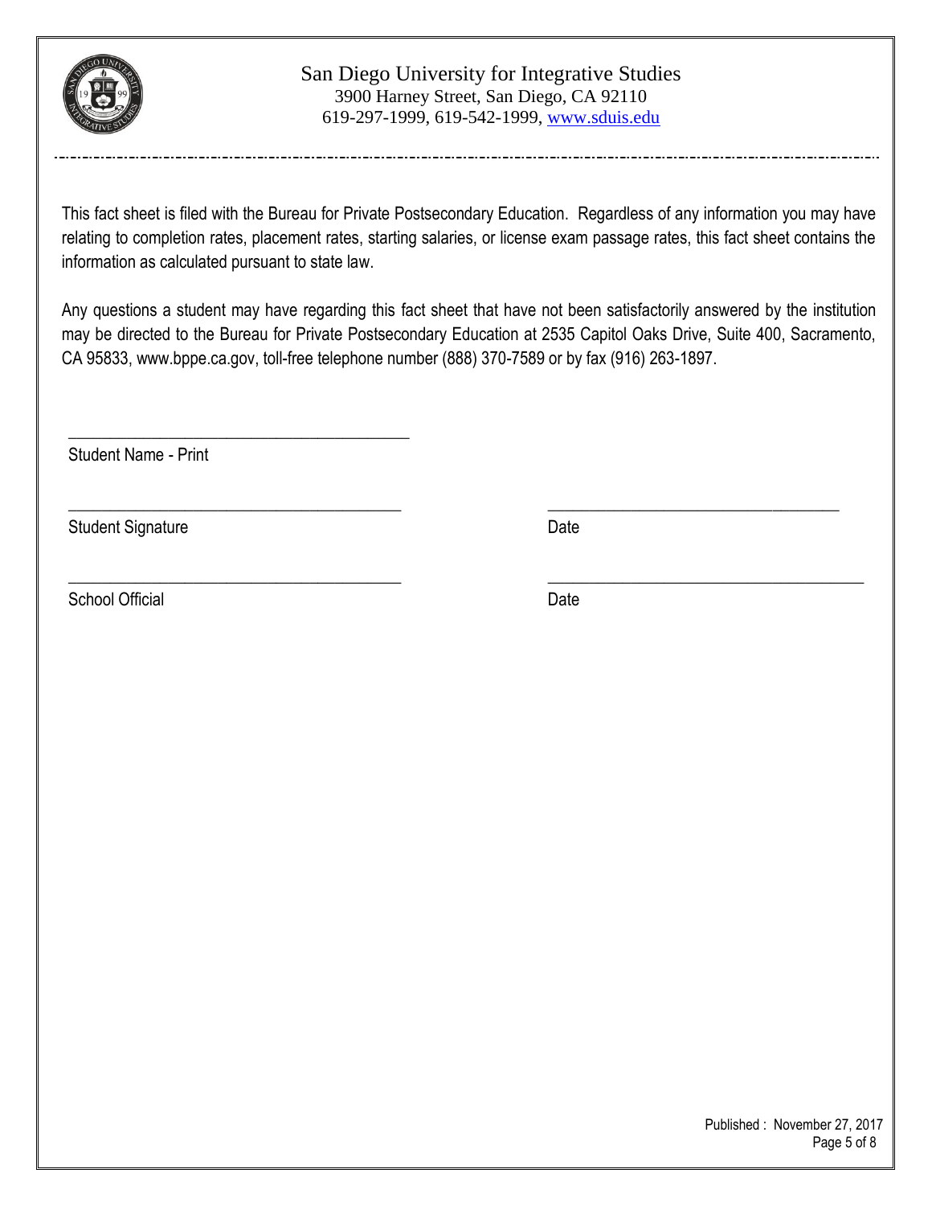San Diego University for Integrative Studies
3900 Harney Street, San Diego, CA 92110
619-297-1999, 619-542-1999, www.sduis.edu

This fact sheet is filed with the Bureau for Private Postsecondary Education. Regardless of any information you may have relating to completion rates, placement rates, starting salaries, or license exam passage rates, this fact sheet contains the information as calculated pursuant to state law.

Any questions a student may have regarding this fact sheet that have not been satisfactorily answered by the institution may be directed to the Bureau for Private Postsecondary Education at 2535 Capitol Oaks Drive, Suite 400, Sacramento, CA 95833, www.bppe.ca.gov, toll-free telephone number (888) 370-7589 or by fax (916) 263-1897.

\_\_\_\_\_\_\_\_\_\_\_\_\_\_\_\_\_\_\_\_\_\_\_\_\_\_\_\_\_\_\_\_\_\_\_\_\_\_\_\_
Student Name - Print

\_\_\_\_\_\_\_\_\_\_\_\_\_\_\_\_\_\_\_\_\_\_\_\_\_\_\_\_\_\_\_\_\_\_\_\_\_\_\_\_ \_\_\_\_\_\_\_\_\_\_\_\_\_\_\_\_\_\_\_\_\_\_\_\_\_\_\_\_\_\_\_\_\_\_\_\_
Student Signature Date

\_\_\_\_\_\_\_\_\_\_\_\_\_\_\_\_\_\_\_\_\_\_\_\_\_\_\_\_\_\_\_\_\_\_\_\_\_\_\_\_ \_\_\_\_\_\_\_\_\_\_\_\_\_\_\_\_\_\_\_\_\_\_\_\_\_\_\_\_\_\_\_\_\_\_\_\_
School Official Date

Published : November 27, 2017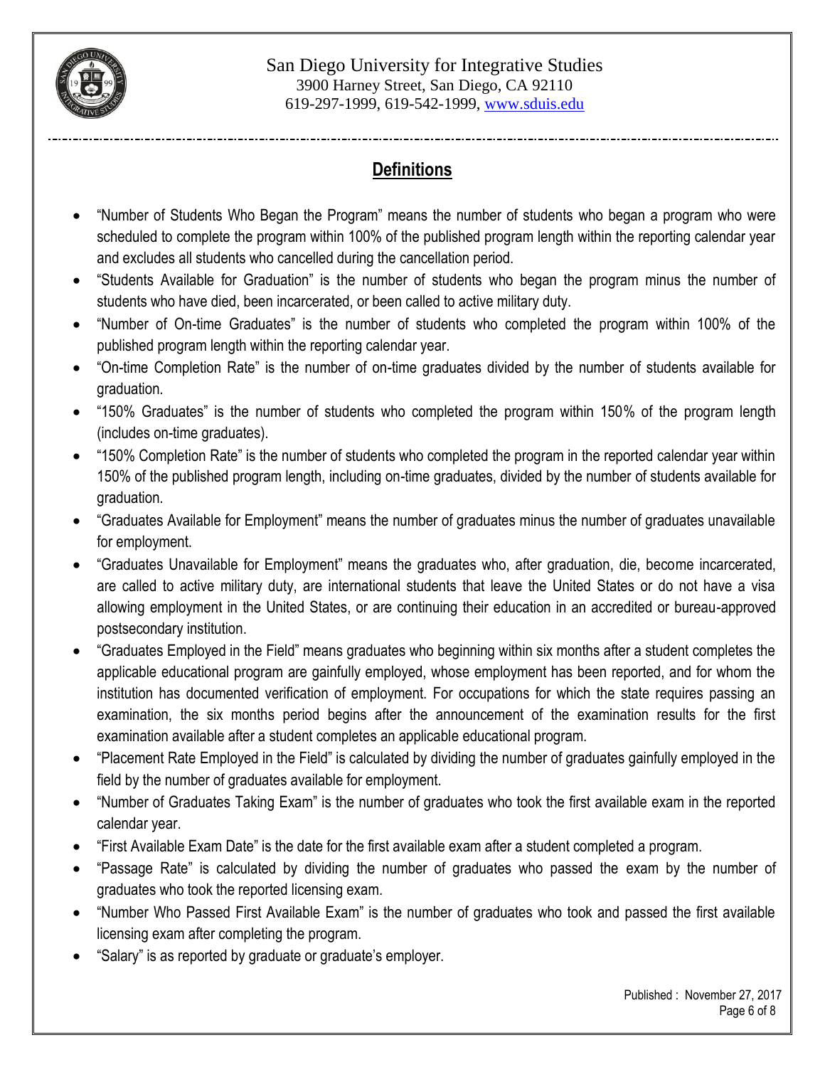San Diego University for Integrative Studies
3900 Harney Street, San Diego, CA 92110
619-297-1999, 619-542-1999, www.sduis.edu

## Definitions

- "Number of Students Who Began the Program" means the number of students who began a program who were scheduled to complete the program within 100% of the published program length within the reporting calendar year and excludes all students who cancelled during the cancellation period.
- "Students Available for Graduation" is the number of students who began the program minus the number of students who have died, been incarcerated, or been called to active military duty.
- "Number of On-time Graduates" is the number of students who completed the program within 100% of the published program length within the reporting calendar year.
- "On-time Completion Rate" is the number of on-time graduates divided by the number of students available for graduation.
- "150% Graduates" is the number of students who completed the program within 150% of the program length (includes on-time graduates).
- "150% Completion Rate" is the number of students who completed the program in the reported calendar year within 150% of the published program length, including on-time graduates, divided by the number of students available for graduation.
- "Graduates Available for Employment" means the number of graduates minus the number of graduates unavailable for employment.
- "Graduates Unavailable for Employment" means the graduates who, after graduation, die, become incarcerated, are called to active military duty, are international students that leave the United States or do not have a visa allowing employment in the United States, or are continuing their education in an accredited or bureau-approved postsecondary institution.
- "Graduates Employed in the Field" means graduates who beginning within six months after a student completes the applicable educational program are gainfully employed, whose employment has been reported, and for whom the institution has documented verification of employment. For occupations for which the state requires passing an examination, the six months period begins after the announcement of the examination results for the first examination available after a student completes an applicable educational program.
- "Placement Rate Employed in the Field" is calculated by dividing the number of graduates gainfully employed in the field by the number of graduates available for employment.
- "Number of Graduates Taking Exam" is the number of graduates who took the first available exam in the reported calendar year.
- "First Available Exam Date" is the date for the first available exam after a student completed a program.
- "Passage Rate" is calculated by dividing the number of graduates who passed the exam by the number of graduates who took the reported licensing exam.
- "Number Who Passed First Available Exam" is the number of graduates who took and passed the first available licensing exam after completing the program.
- "Salary" is as reported by graduate or graduate's employer.

Published : November 27, 2017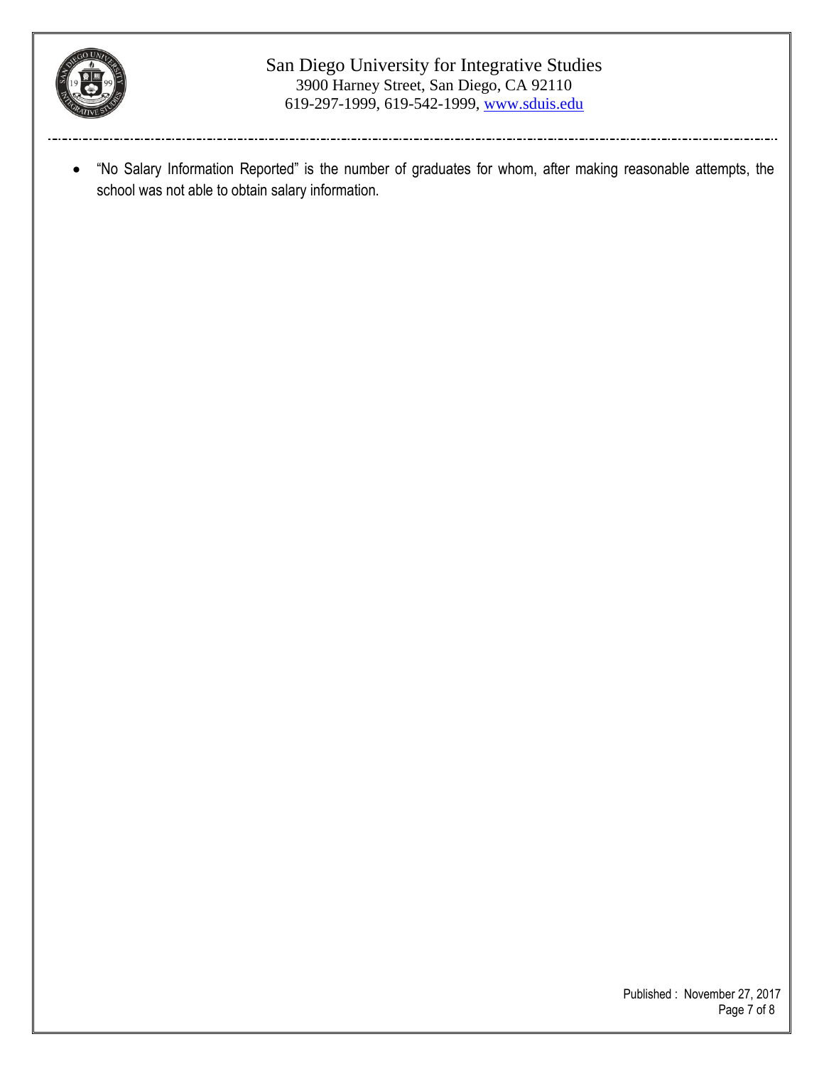- "No Salary Information Reported" is the number of graduates for whom, after making reasonable attempts, the school was not able to obtain salary information.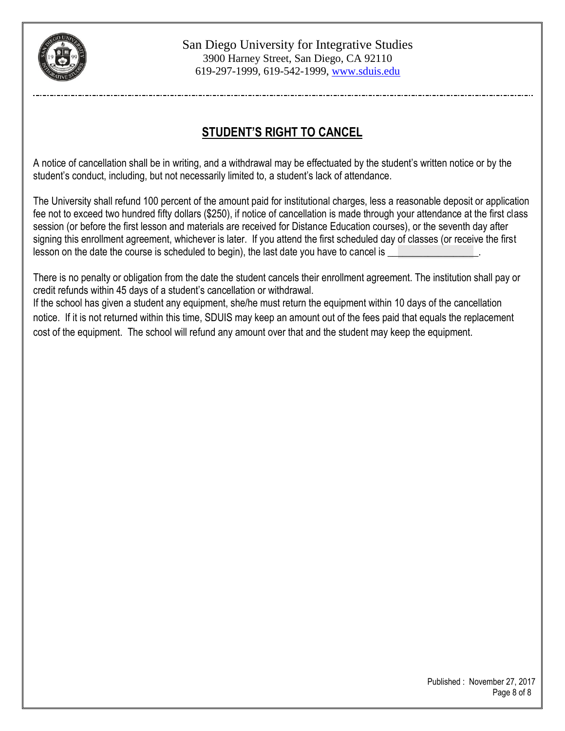San Diego University for Integrative Studies
3900 Harney Street, San Diego, CA 92110
619-297-1999, 619-542-1999, www.sduis.edu

## STUDENT'S RIGHT TO CANCEL

A notice of cancellation shall be in writing, and a withdrawal may be effectuated by the student's written notice or by the student's conduct, including, but not necessarily limited to, a student's lack of attendance.

The University shall refund 100 percent of the amount paid for institutional charges, less a reasonable deposit or application fee not to exceed two hundred fifty dollars ($250), if notice of cancellation is made through your attendance at the first class session (or before the first lesson and materials are received for Distance Education courses), or the seventh day after signing this enrollment agreement, whichever is later. If you attend the first scheduled day of classes (or receive the first lesson on the date the course is scheduled to begin), the last date you have to cancel is _________________.

There is no penalty or obligation from the date the student cancels their enrollment agreement. The institution shall pay or credit refunds within 45 days of a student's cancellation or withdrawal.
If the school has given a student any equipment, she/he must return the equipment within 10 days of the cancellation notice. If it is not returned within this time, SDUIS may keep an amount out of the fees paid that equals the replacement cost of the equipment. The school will refund any amount over that and the student may keep the equipment.

Published : November 27, 2017